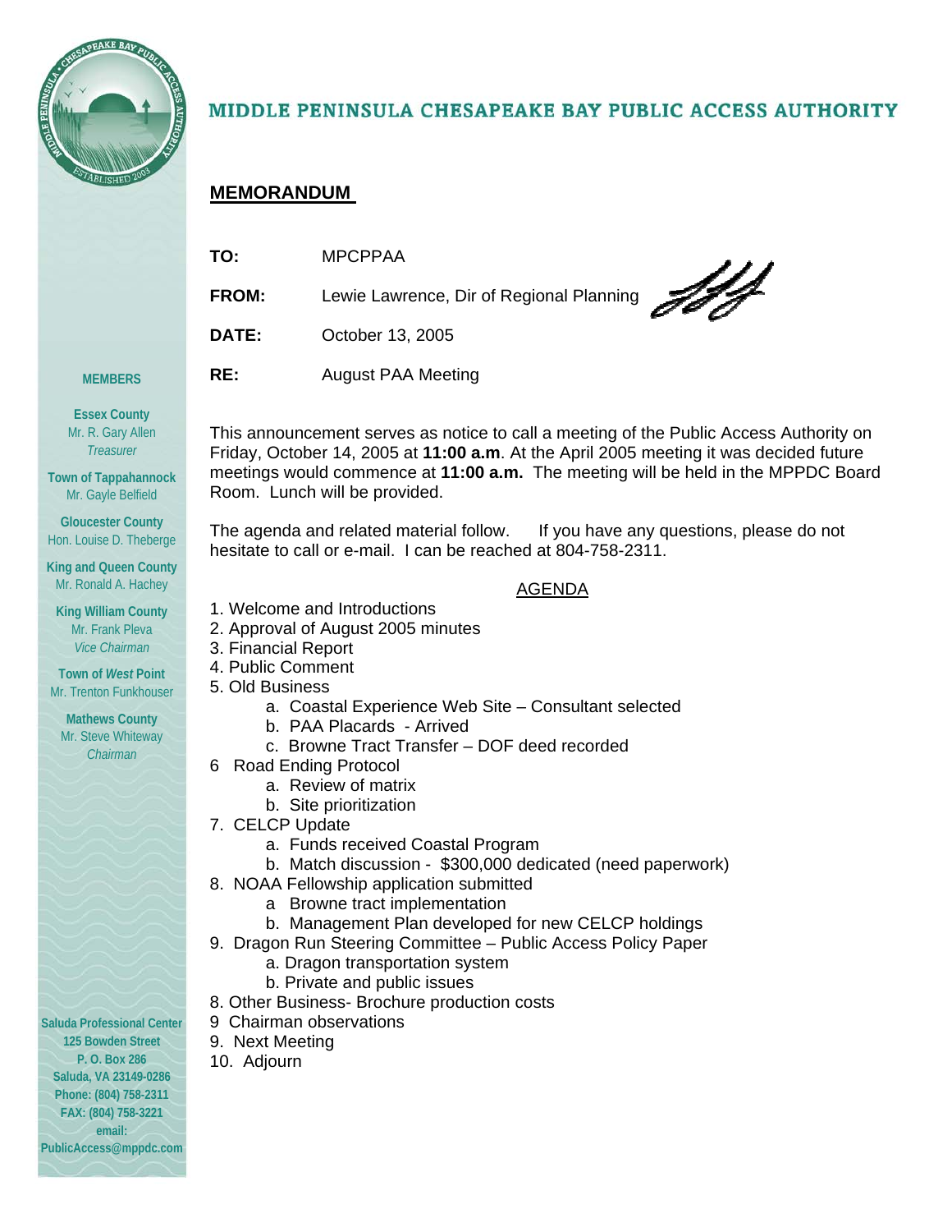# MIDDLE PENINSULA CHESAPEAKE BAY PUBLIC ACCESS AUTHORITY

## MEMORANDUM

**TO:** MPCPPAA

**FROM:** Lewie Lawrence, Dir of Regional Planning

**DATE:** October 13, 2005

**RE:** August PAA Meeting

This announcement serves as notice to call a meeting of the Public Access Authority on Friday, October 14, 2005 at **11:00 a.m**. At the April 2005 meeting it was decided future meetings would commence at **11:00 a.m.** The meeting will be held in the MPPDC Board Room. Lunch will be provided.

The agenda and related material follow. If you have any questions, please do not hesitate to call or e-mail. I can be reached at 804-758-2311.

AGENDA

1. Welcome and Introductions
2. Approval of August 2005 minutes
3. Financial Report
4. Public Comment
5. Old Business
    - a. Coastal Experience Web Site – Consultant selected
    - b. PAA Placards - Arrived
    - c. Browne Tract Transfer – DOF deed recorded
6. Road Ending Protocol
    - a. Review of matrix
    - b. Site prioritization
7. CELCP Update
    - a. Funds received Coastal Program
    - b. Match discussion - $300,000 dedicated (need paperwork)
8. NOAA Fellowship application submitted
    - a Browne tract implementation
    - b. Management Plan developed for new CELCP holdings
9. Dragon Run Steering Committee – Public Access Policy Paper
    - a. Dragon transportation system
    - b. Private and public issues
8. Other Business- Brochure production costs
9 Chairman observations
9. Next Meeting
10. Adjourn

**MEMBERS**

**Essex County**
Mr. R. Gary Allen
*Treasurer*

**Town of Tappahannock**
Mr. Gayle Belfield

**Gloucester County**
Hon. Louise D. Theberge

**King and Queen County**
Mr. Ronald A. Hachey

**King William County**
Mr. Frank Pleva
*Vice Chairman*

**Town of *West* Point**
Mr. Trenton Funkhouser

**Mathews County**
Mr. Steve Whiteway
*Chairman*

**Saluda Professional Center**
**125 Bowden Street**
**P. O. Box 286**
**Saluda, VA 23149-0286**
**Phone: (804) 758-2311**
**FAX: (804) 758-3221**
**email:**
**PublicAccess@mppdc.com**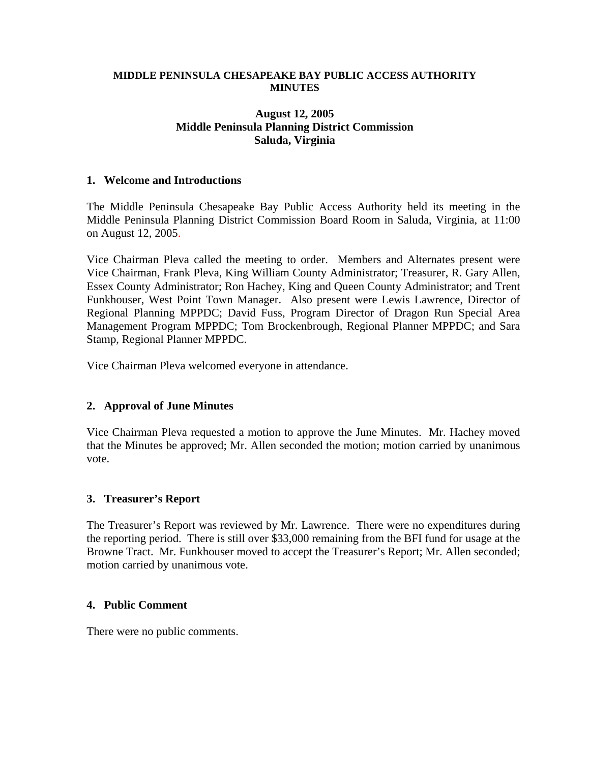**MIDDLE PENINSULA CHESAPEAKE BAY PUBLIC ACCESS AUTHORITY MINUTES**

**August 12, 2005**
**Middle Peninsula Planning District Commission**
**Saluda, Virginia**

## 1. Welcome and Introductions

The Middle Peninsula Chesapeake Bay Public Access Authority held its meeting in the Middle Peninsula Planning District Commission Board Room in Saluda, Virginia, at 11:00 on August 12, 2005.

Vice Chairman Pleva called the meeting to order. Members and Alternates present were Vice Chairman, Frank Pleva, King William County Administrator; Treasurer, R. Gary Allen, Essex County Administrator; Ron Hachey, King and Queen County Administrator; and Trent Funkhouser, West Point Town Manager. Also present were Lewis Lawrence, Director of Regional Planning MPPDC; David Fuss, Program Director of Dragon Run Special Area Management Program MPPDC; Tom Brockenbrough, Regional Planner MPPDC; and Sara Stamp, Regional Planner MPPDC.

Vice Chairman Pleva welcomed everyone in attendance.

## 2. Approval of June Minutes

Vice Chairman Pleva requested a motion to approve the June Minutes. Mr. Hachey moved that the Minutes be approved; Mr. Allen seconded the motion; motion carried by unanimous vote.

## 3. Treasurer's Report

The Treasurer's Report was reviewed by Mr. Lawrence. There were no expenditures during the reporting period. There is still over $33,000 remaining from the BFI fund for usage at the Browne Tract. Mr. Funkhouser moved to accept the Treasurer's Report; Mr. Allen seconded; motion carried by unanimous vote.

## 4. Public Comment

There were no public comments.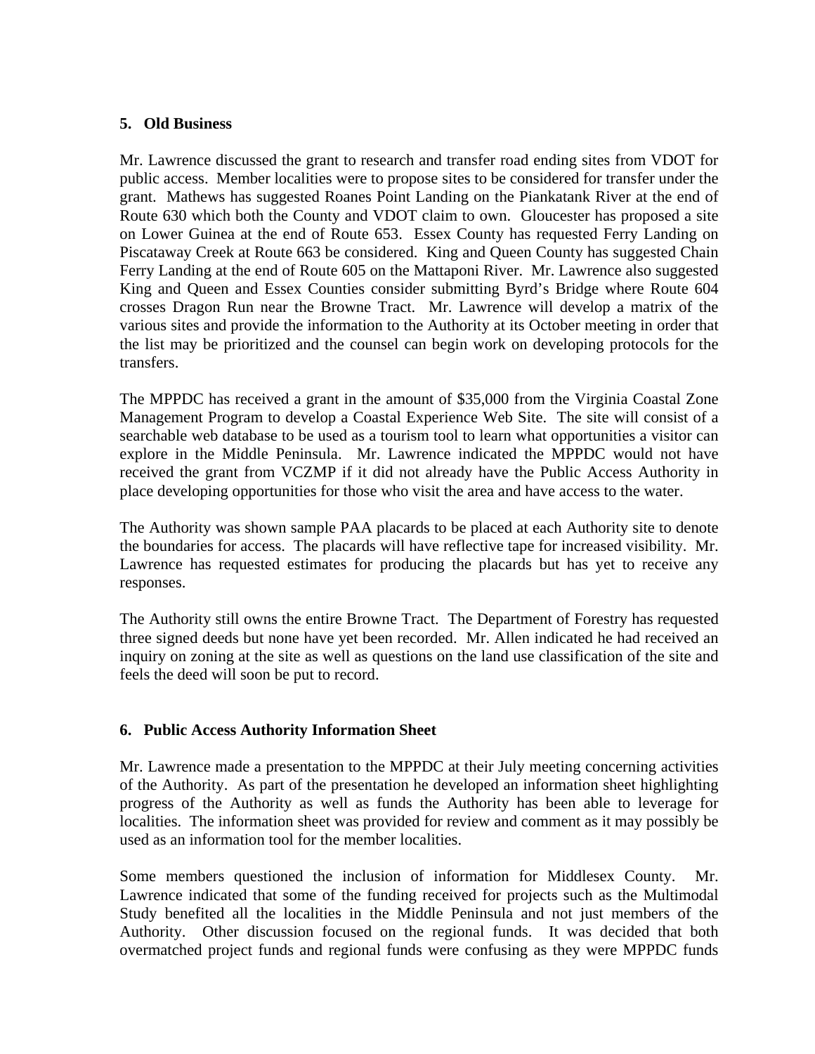**5. Old Business**

Mr. Lawrence discussed the grant to research and transfer road ending sites from VDOT for public access. Member localities were to propose sites to be considered for transfer under the grant. Mathews has suggested Roanes Point Landing on the Piankatank River at the end of Route 630 which both the County and VDOT claim to own. Gloucester has proposed a site on Lower Guinea at the end of Route 653. Essex County has requested Ferry Landing on Piscataway Creek at Route 663 be considered. King and Queen County has suggested Chain Ferry Landing at the end of Route 605 on the Mattaponi River. Mr. Lawrence also suggested King and Queen and Essex Counties consider submitting Byrd's Bridge where Route 604 crosses Dragon Run near the Browne Tract. Mr. Lawrence will develop a matrix of the various sites and provide the information to the Authority at its October meeting in order that the list may be prioritized and the counsel can begin work on developing protocols for the transfers.

The MPPDC has received a grant in the amount of $35,000 from the Virginia Coastal Zone Management Program to develop a Coastal Experience Web Site. The site will consist of a searchable web database to be used as a tourism tool to learn what opportunities a visitor can explore in the Middle Peninsula. Mr. Lawrence indicated the MPPDC would not have received the grant from VCZMP if it did not already have the Public Access Authority in place developing opportunities for those who visit the area and have access to the water.

The Authority was shown sample PAA placards to be placed at each Authority site to denote the boundaries for access. The placards will have reflective tape for increased visibility. Mr. Lawrence has requested estimates for producing the placards but has yet to receive any responses.

The Authority still owns the entire Browne Tract. The Department of Forestry has requested three signed deeds but none have yet been recorded. Mr. Allen indicated he had received an inquiry on zoning at the site as well as questions on the land use classification of the site and feels the deed will soon be put to record.

**6. Public Access Authority Information Sheet**

Mr. Lawrence made a presentation to the MPPDC at their July meeting concerning activities of the Authority. As part of the presentation he developed an information sheet highlighting progress of the Authority as well as funds the Authority has been able to leverage for localities. The information sheet was provided for review and comment as it may possibly be used as an information tool for the member localities.

Some members questioned the inclusion of information for Middlesex County. Mr. Lawrence indicated that some of the funding received for projects such as the Multimodal Study benefited all the localities in the Middle Peninsula and not just members of the Authority. Other discussion focused on the regional funds. It was decided that both overmatched project funds and regional funds were confusing as they were MPPDC funds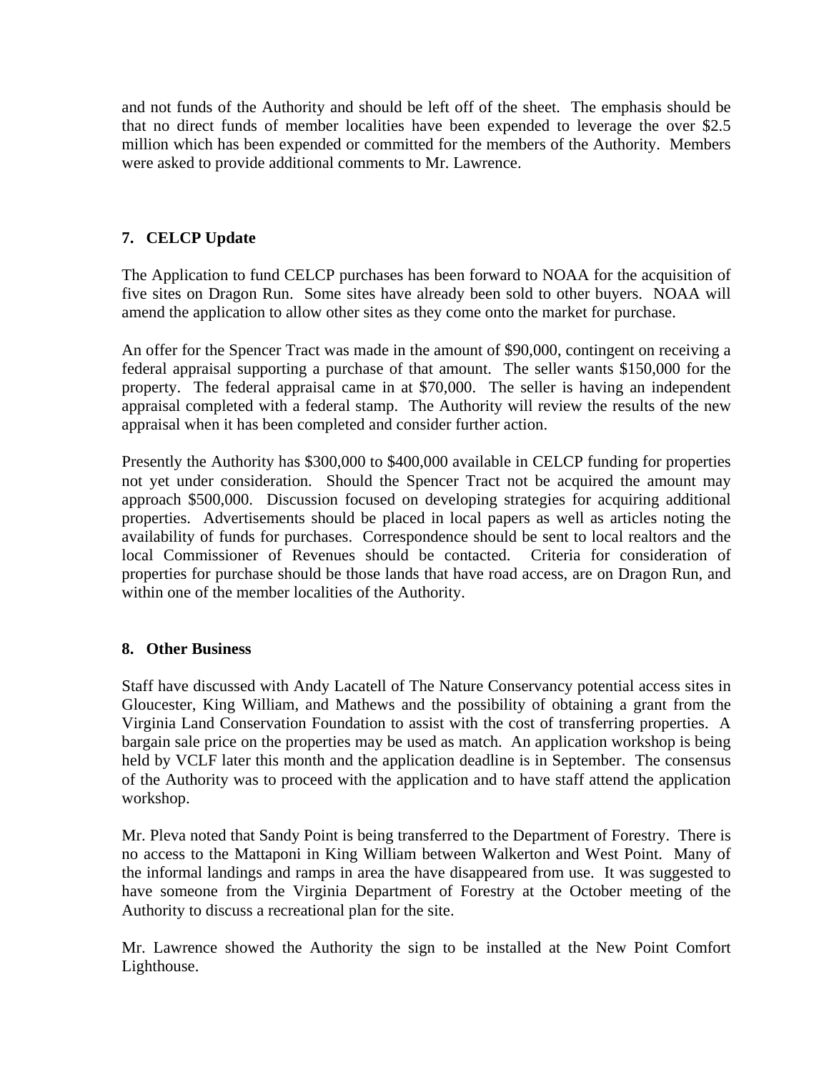and not funds of the Authority and should be left off of the sheet. The emphasis should be that no direct funds of member localities have been expended to leverage the over $2.5 million which has been expended or committed for the members of the Authority. Members were asked to provide additional comments to Mr. Lawrence.

## 7. CELCP Update

The Application to fund CELCP purchases has been forward to NOAA for the acquisition of five sites on Dragon Run. Some sites have already been sold to other buyers. NOAA will amend the application to allow other sites as they come onto the market for purchase.

An offer for the Spencer Tract was made in the amount of $90,000, contingent on receiving a federal appraisal supporting a purchase of that amount. The seller wants $150,000 for the property. The federal appraisal came in at $70,000. The seller is having an independent appraisal completed with a federal stamp. The Authority will review the results of the new appraisal when it has been completed and consider further action.

Presently the Authority has $300,000 to $400,000 available in CELCP funding for properties not yet under consideration. Should the Spencer Tract not be acquired the amount may approach $500,000. Discussion focused on developing strategies for acquiring additional properties. Advertisements should be placed in local papers as well as articles noting the availability of funds for purchases. Correspondence should be sent to local realtors and the local Commissioner of Revenues should be contacted. Criteria for consideration of properties for purchase should be those lands that have road access, are on Dragon Run, and within one of the member localities of the Authority.

## 8. Other Business

Staff have discussed with Andy Lacatell of The Nature Conservancy potential access sites in Gloucester, King William, and Mathews and the possibility of obtaining a grant from the Virginia Land Conservation Foundation to assist with the cost of transferring properties. A bargain sale price on the properties may be used as match. An application workshop is being held by VCLF later this month and the application deadline is in September. The consensus of the Authority was to proceed with the application and to have staff attend the application workshop.

Mr. Pleva noted that Sandy Point is being transferred to the Department of Forestry. There is no access to the Mattaponi in King William between Walkerton and West Point. Many of the informal landings and ramps in area the have disappeared from use. It was suggested to have someone from the Virginia Department of Forestry at the October meeting of the Authority to discuss a recreational plan for the site.

Mr. Lawrence showed the Authority the sign to be installed at the New Point Comfort Lighthouse.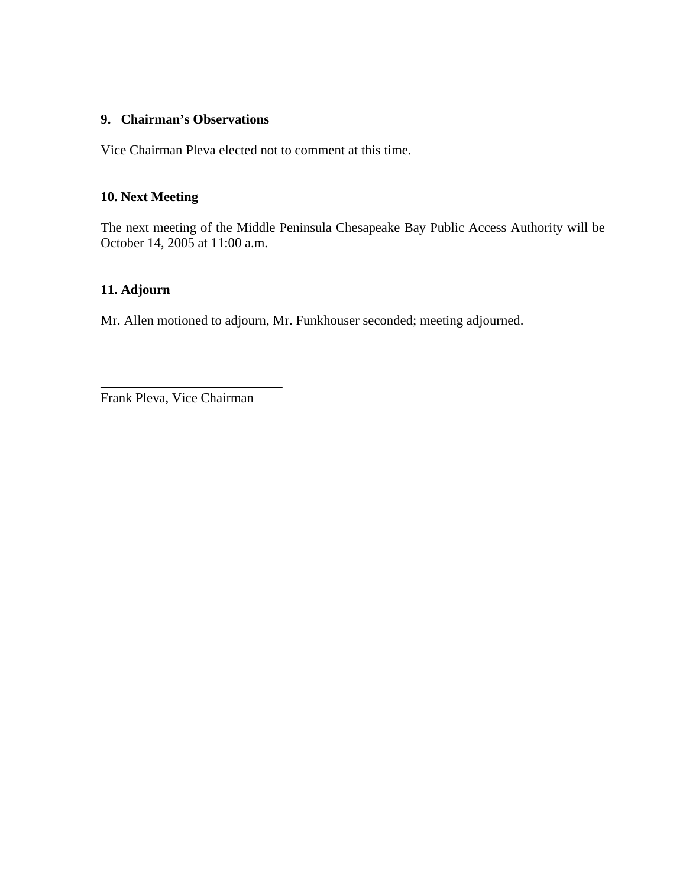### 9. Chairman's Observations

Vice Chairman Pleva elected not to comment at this time.

### 10. Next Meeting

The next meeting of the Middle Peninsula Chesapeake Bay Public Access Authority will be October 14, 2005 at 11:00 a.m.

### 11. Adjourn

Mr. Allen motioned to adjourn, Mr. Funkhouser seconded; meeting adjourned.

\_\_\_\_\_\_\_\_\_\_\_\_\_\_\_\_\_\_\_\_\_\_\_\_\_\_\_\_

Frank Pleva, Vice Chairman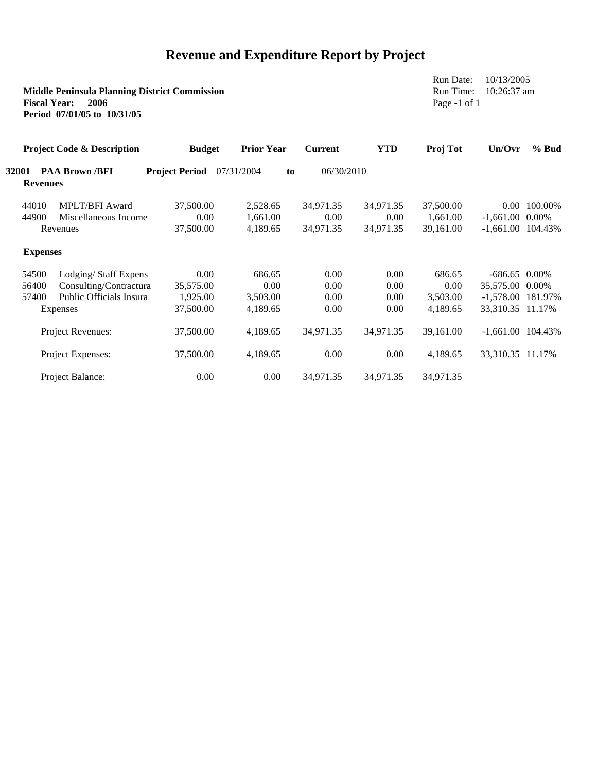# Revenue and Expenditure Report by Project

**Middle Peninsula Planning District Commission**
**Fiscal Year: 2006**
**Period 07/01/05 to 10/31/05**

Run Date: 10/13/2005
Run Time: 10:26:37 am
Page -1 of 1

| Project Code & Description | | Budget | Prior Year | Current | YTD | Proj Tot | Un/Ovr | % Bud |
|---|---|---|---|---|---|---|---|---|
| **32001** | **PAA Brown /BFI** | **Project Period** 07/31/2004 | **to** | 06/30/2010 | | | | |
| **Revenues** | | | | | | | | |
| 44010 | MPLT/BFI Award | 37,500.00 | 2,528.65 | 34,971.35 | 34,971.35 | 37,500.00 | 0.00 | 100.00% |
| 44900 | Miscellaneous Income | 0.00 | 1,661.00 | 0.00 | 0.00 | 1,661.00 | -1,661.00 | 0.00% |
| | Revenues | 37,500.00 | 4,189.65 | 34,971.35 | 34,971.35 | 39,161.00 | -1,661.00 | 104.43% |
| **Expenses** | | | | | | | | |
| 54500 | Lodging/ Staff Expens | 0.00 | 686.65 | 0.00 | 0.00 | 686.65 | -686.65 | 0.00% |
| 56400 | Consulting/Contractura | 35,575.00 | 0.00 | 0.00 | 0.00 | 0.00 | 35,575.00 | 0.00% |
| 57400 | Public Officials Insura | 1,925.00 | 3,503.00 | 0.00 | 0.00 | 3,503.00 | -1,578.00 | 181.97% |
| | Expenses | 37,500.00 | 4,189.65 | 0.00 | 0.00 | 4,189.65 | 33,310.35 | 11.17% |
| | Project Revenues: | 37,500.00 | 4,189.65 | 34,971.35 | 34,971.35 | 39,161.00 | -1,661.00 | 104.43% |
| | Project Expenses: | 37,500.00 | 4,189.65 | 0.00 | 0.00 | 4,189.65 | 33,310.35 | 11.17% |
| | Project Balance: | 0.00 | 0.00 | 34,971.35 | 34,971.35 | 34,971.35 | | |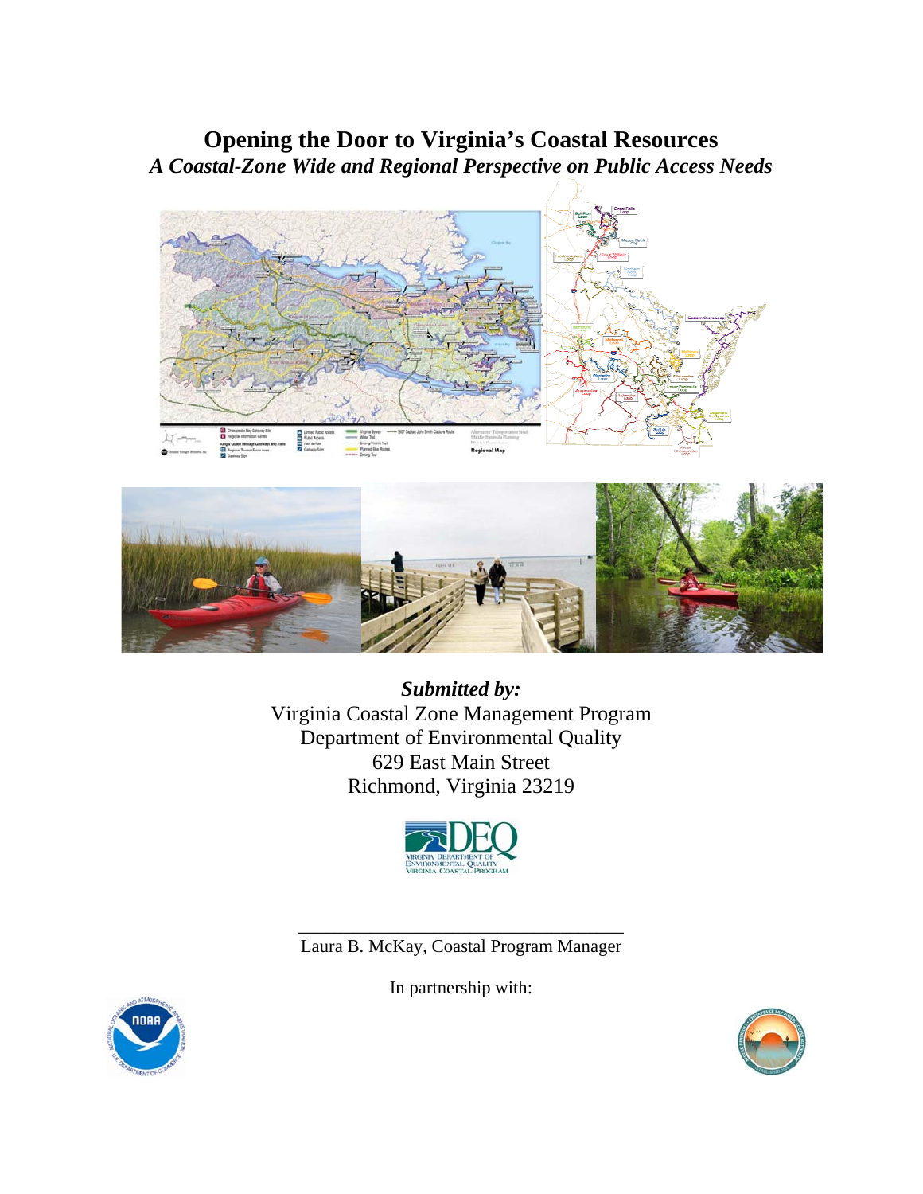# Opening the Door to Virginia's Coastal Resources

***A Coastal-Zone Wide and Regional Perspective on Public Access Needs***

***Submitted by:***

Virginia Coastal Zone Management Program
Department of Environmental Quality
629 East Main Street
Richmond, Virginia 23219

VIRGINIA DEPARTMENT OF ENVIRONMENTAL QUALITY
VIRGINIA COASTAL PROGRAM

---

Laura B. McKay, Coastal Program Manager

In partnership with: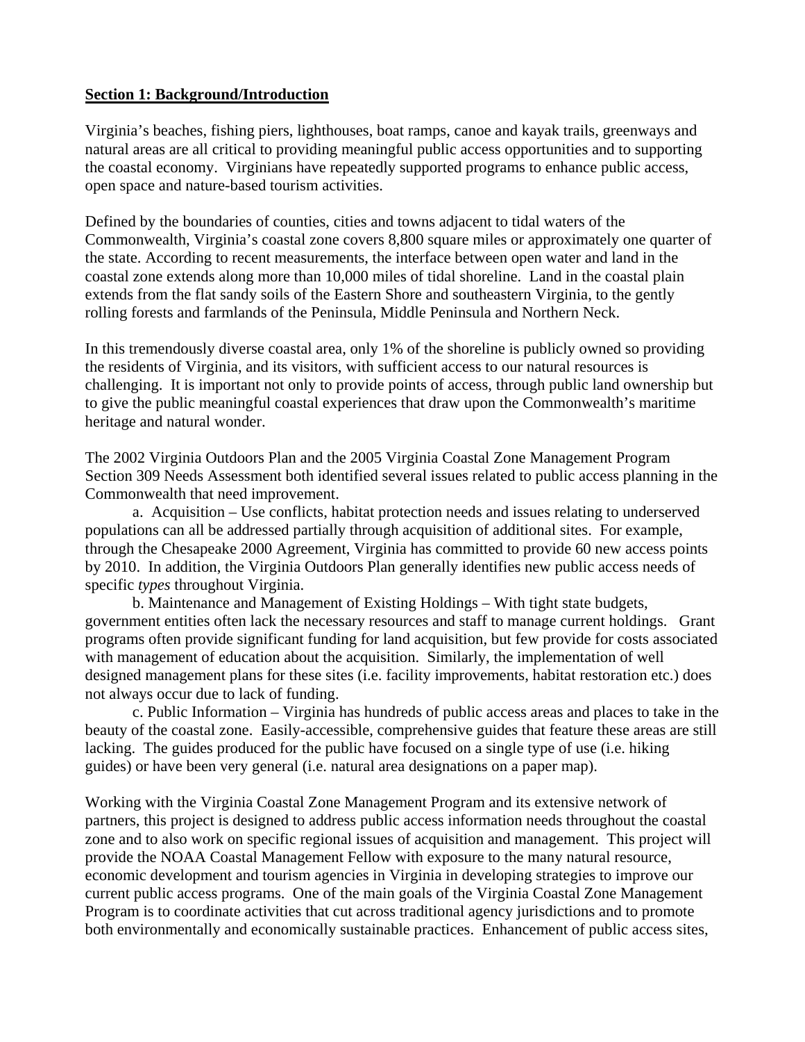**Section 1: Background/Introduction**

Virginia's beaches, fishing piers, lighthouses, boat ramps, canoe and kayak trails, greenways and natural areas are all critical to providing meaningful public access opportunities and to supporting the coastal economy. Virginians have repeatedly supported programs to enhance public access, open space and nature-based tourism activities.

Defined by the boundaries of counties, cities and towns adjacent to tidal waters of the Commonwealth, Virginia's coastal zone covers 8,800 square miles or approximately one quarter of the state. According to recent measurements, the interface between open water and land in the coastal zone extends along more than 10,000 miles of tidal shoreline. Land in the coastal plain extends from the flat sandy soils of the Eastern Shore and southeastern Virginia, to the gently rolling forests and farmlands of the Peninsula, Middle Peninsula and Northern Neck.

In this tremendously diverse coastal area, only 1% of the shoreline is publicly owned so providing the residents of Virginia, and its visitors, with sufficient access to our natural resources is challenging. It is important not only to provide points of access, through public land ownership but to give the public meaningful coastal experiences that draw upon the Commonwealth's maritime heritage and natural wonder.

The 2002 Virginia Outdoors Plan and the 2005 Virginia Coastal Zone Management Program Section 309 Needs Assessment both identified several issues related to public access planning in the Commonwealth that need improvement.

a. Acquisition – Use conflicts, habitat protection needs and issues relating to underserved populations can all be addressed partially through acquisition of additional sites. For example, through the Chesapeake 2000 Agreement, Virginia has committed to provide 60 new access points by 2010. In addition, the Virginia Outdoors Plan generally identifies new public access needs of specific *types* throughout Virginia.

b. Maintenance and Management of Existing Holdings – With tight state budgets, government entities often lack the necessary resources and staff to manage current holdings. Grant programs often provide significant funding for land acquisition, but few provide for costs associated with management of education about the acquisition. Similarly, the implementation of well designed management plans for these sites (i.e. facility improvements, habitat restoration etc.) does not always occur due to lack of funding.

c. Public Information – Virginia has hundreds of public access areas and places to take in the beauty of the coastal zone. Easily-accessible, comprehensive guides that feature these areas are still lacking. The guides produced for the public have focused on a single type of use (i.e. hiking guides) or have been very general (i.e. natural area designations on a paper map).

Working with the Virginia Coastal Zone Management Program and its extensive network of partners, this project is designed to address public access information needs throughout the coastal zone and to also work on specific regional issues of acquisition and management. This project will provide the NOAA Coastal Management Fellow with exposure to the many natural resource, economic development and tourism agencies in Virginia in developing strategies to improve our current public access programs. One of the main goals of the Virginia Coastal Zone Management Program is to coordinate activities that cut across traditional agency jurisdictions and to promote both environmentally and economically sustainable practices. Enhancement of public access sites,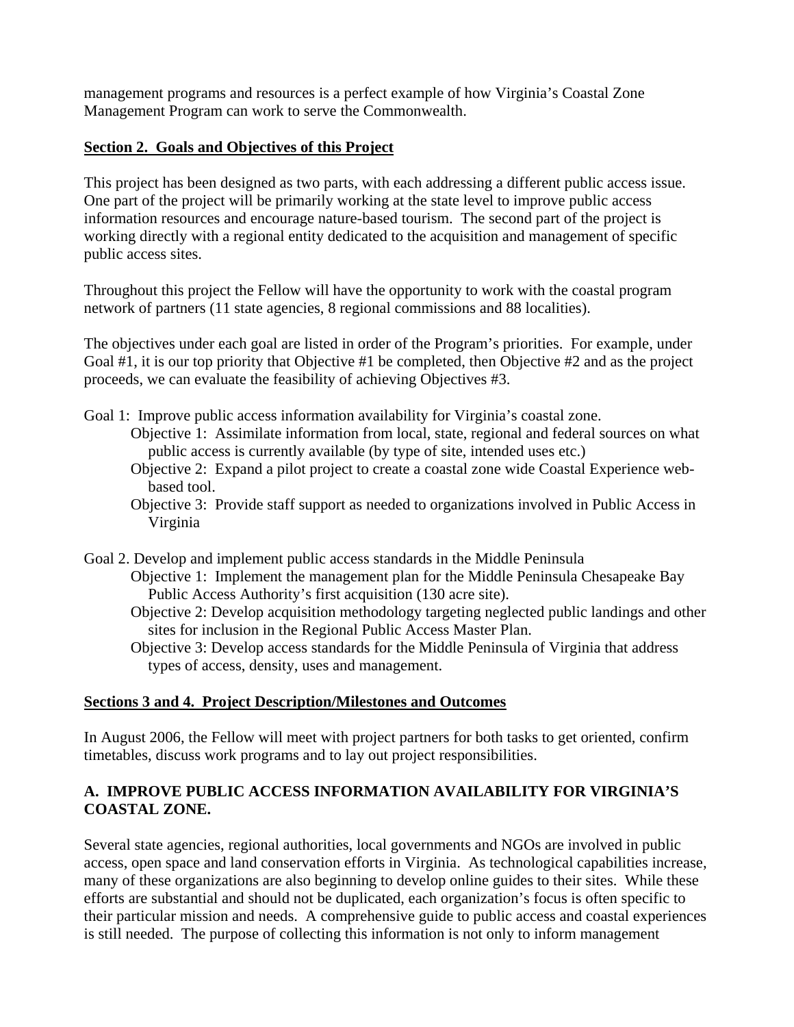management programs and resources is a perfect example of how Virginia's Coastal Zone Management Program can work to serve the Commonwealth.

## Section 2. Goals and Objectives of this Project

This project has been designed as two parts, with each addressing a different public access issue. One part of the project will be primarily working at the state level to improve public access information resources and encourage nature-based tourism. The second part of the project is working directly with a regional entity dedicated to the acquisition and management of specific public access sites.

Throughout this project the Fellow will have the opportunity to work with the coastal program network of partners (11 state agencies, 8 regional commissions and 88 localities).

The objectives under each goal are listed in order of the Program's priorities. For example, under Goal #1, it is our top priority that Objective #1 be completed, then Objective #2 and as the project proceeds, we can evaluate the feasibility of achieving Objectives #3.

Goal 1: Improve public access information availability for Virginia's coastal zone.
- Objective 1: Assimilate information from local, state, regional and federal sources on what public access is currently available (by type of site, intended uses etc.)
- Objective 2: Expand a pilot project to create a coastal zone wide Coastal Experience web-based tool.
- Objective 3: Provide staff support as needed to organizations involved in Public Access in Virginia

Goal 2. Develop and implement public access standards in the Middle Peninsula
- Objective 1: Implement the management plan for the Middle Peninsula Chesapeake Bay Public Access Authority's first acquisition (130 acre site).
- Objective 2: Develop acquisition methodology targeting neglected public landings and other sites for inclusion in the Regional Public Access Master Plan.
- Objective 3: Develop access standards for the Middle Peninsula of Virginia that address types of access, density, uses and management.

## Sections 3 and 4. Project Description/Milestones and Outcomes

In August 2006, the Fellow will meet with project partners for both tasks to get oriented, confirm timetables, discuss work programs and to lay out project responsibilities.

### A. IMPROVE PUBLIC ACCESS INFORMATION AVAILABILITY FOR VIRGINIA'S COASTAL ZONE.

Several state agencies, regional authorities, local governments and NGOs are involved in public access, open space and land conservation efforts in Virginia. As technological capabilities increase, many of these organizations are also beginning to develop online guides to their sites. While these efforts are substantial and should not be duplicated, each organization's focus is often specific to their particular mission and needs. A comprehensive guide to public access and coastal experiences is still needed. The purpose of collecting this information is not only to inform management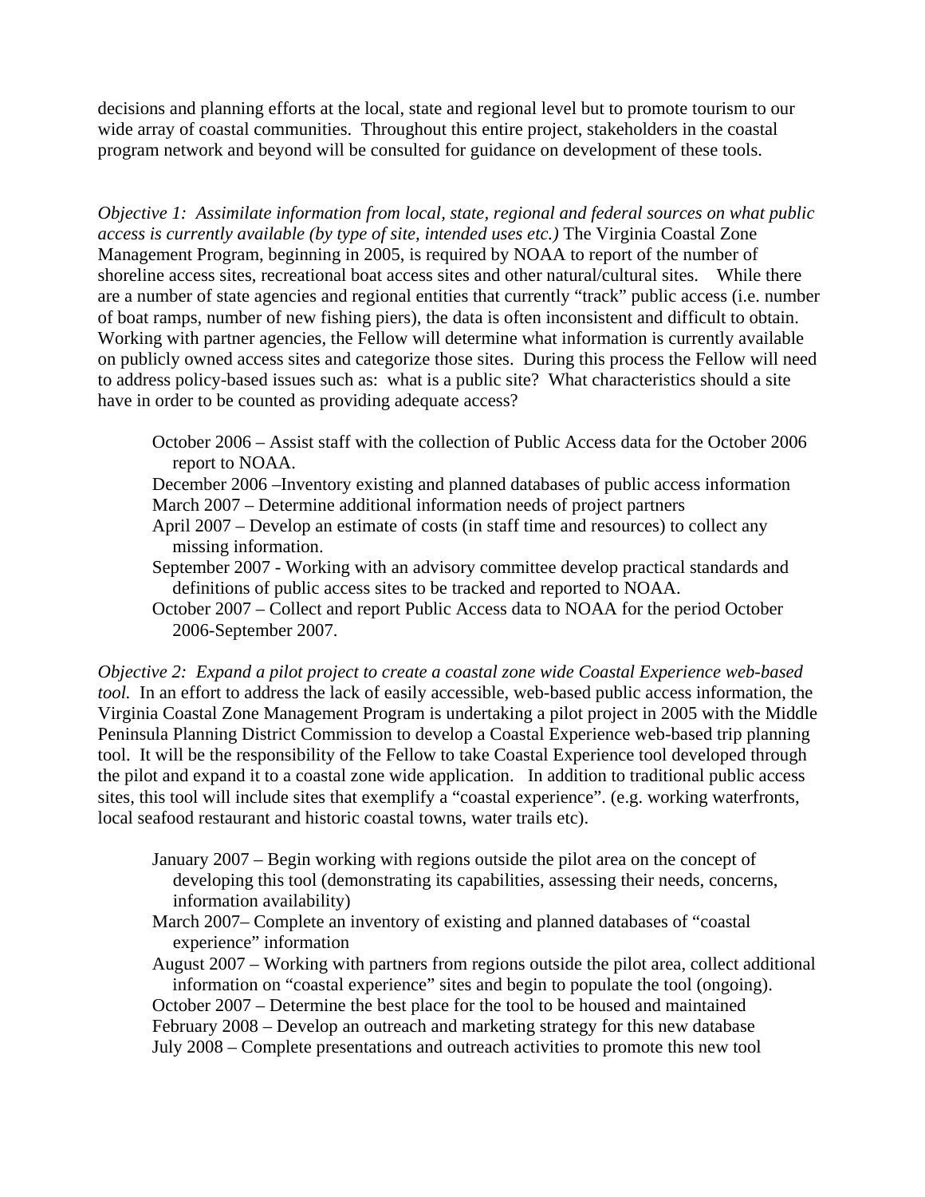decisions and planning efforts at the local, state and regional level but to promote tourism to our wide array of coastal communities. Throughout this entire project, stakeholders in the coastal program network and beyond will be consulted for guidance on development of these tools.

*Objective 1: Assimilate information from local, state, regional and federal sources on what public access is currently available (by type of site, intended uses etc.)* The Virginia Coastal Zone Management Program, beginning in 2005, is required by NOAA to report of the number of shoreline access sites, recreational boat access sites and other natural/cultural sites. While there are a number of state agencies and regional entities that currently "track" public access (i.e. number of boat ramps, number of new fishing piers), the data is often inconsistent and difficult to obtain. Working with partner agencies, the Fellow will determine what information is currently available on publicly owned access sites and categorize those sites. During this process the Fellow will need to address policy-based issues such as: what is a public site? What characteristics should a site have in order to be counted as providing adequate access?

- October 2006 – Assist staff with the collection of Public Access data for the October 2006 report to NOAA.
- December 2006 –Inventory existing and planned databases of public access information
- March 2007 – Determine additional information needs of project partners
- April 2007 – Develop an estimate of costs (in staff time and resources) to collect any missing information.
- September 2007 - Working with an advisory committee develop practical standards and definitions of public access sites to be tracked and reported to NOAA.
- October 2007 – Collect and report Public Access data to NOAA for the period October 2006-September 2007.

*Objective 2: Expand a pilot project to create a coastal zone wide Coastal Experience web-based tool.* In an effort to address the lack of easily accessible, web-based public access information, the Virginia Coastal Zone Management Program is undertaking a pilot project in 2005 with the Middle Peninsula Planning District Commission to develop a Coastal Experience web-based trip planning tool. It will be the responsibility of the Fellow to take Coastal Experience tool developed through the pilot and expand it to a coastal zone wide application. In addition to traditional public access sites, this tool will include sites that exemplify a "coastal experience". (e.g. working waterfronts, local seafood restaurant and historic coastal towns, water trails etc).

- January 2007 – Begin working with regions outside the pilot area on the concept of developing this tool (demonstrating its capabilities, assessing their needs, concerns, information availability)
- March 2007– Complete an inventory of existing and planned databases of "coastal experience" information
- August 2007 – Working with partners from regions outside the pilot area, collect additional information on "coastal experience" sites and begin to populate the tool (ongoing).
- October 2007 – Determine the best place for the tool to be housed and maintained
- February 2008 – Develop an outreach and marketing strategy for this new database
- July 2008 – Complete presentations and outreach activities to promote this new tool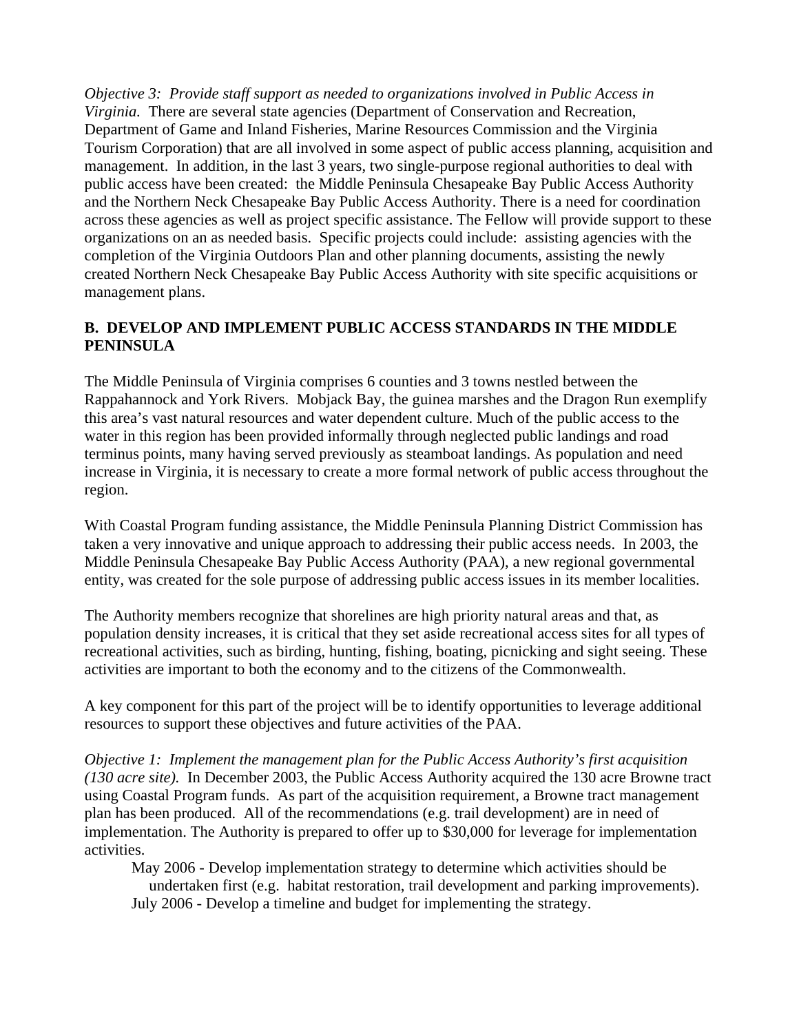*Objective 3: Provide staff support as needed to organizations involved in Public Access in Virginia.* There are several state agencies (Department of Conservation and Recreation, Department of Game and Inland Fisheries, Marine Resources Commission and the Virginia Tourism Corporation) that are all involved in some aspect of public access planning, acquisition and management. In addition, in the last 3 years, two single-purpose regional authorities to deal with public access have been created: the Middle Peninsula Chesapeake Bay Public Access Authority and the Northern Neck Chesapeake Bay Public Access Authority. There is a need for coordination across these agencies as well as project specific assistance. The Fellow will provide support to these organizations on an as needed basis. Specific projects could include: assisting agencies with the completion of the Virginia Outdoors Plan and other planning documents, assisting the newly created Northern Neck Chesapeake Bay Public Access Authority with site specific acquisitions or management plans.

## B. DEVELOP AND IMPLEMENT PUBLIC ACCESS STANDARDS IN THE MIDDLE PENINSULA

The Middle Peninsula of Virginia comprises 6 counties and 3 towns nestled between the Rappahannock and York Rivers. Mobjack Bay, the guinea marshes and the Dragon Run exemplify this area's vast natural resources and water dependent culture. Much of the public access to the water in this region has been provided informally through neglected public landings and road terminus points, many having served previously as steamboat landings. As population and need increase in Virginia, it is necessary to create a more formal network of public access throughout the region.

With Coastal Program funding assistance, the Middle Peninsula Planning District Commission has taken a very innovative and unique approach to addressing their public access needs. In 2003, the Middle Peninsula Chesapeake Bay Public Access Authority (PAA), a new regional governmental entity, was created for the sole purpose of addressing public access issues in its member localities.

The Authority members recognize that shorelines are high priority natural areas and that, as population density increases, it is critical that they set aside recreational access sites for all types of recreational activities, such as birding, hunting, fishing, boating, picnicking and sight seeing. These activities are important to both the economy and to the citizens of the Commonwealth.

A key component for this part of the project will be to identify opportunities to leverage additional resources to support these objectives and future activities of the PAA.

*Objective 1: Implement the management plan for the Public Access Authority's first acquisition (130 acre site).* In December 2003, the Public Access Authority acquired the 130 acre Browne tract using Coastal Program funds. As part of the acquisition requirement, a Browne tract management plan has been produced. All of the recommendations (e.g. trail development) are in need of implementation. The Authority is prepared to offer up to $30,000 for leverage for implementation activities.

- May 2006 - Develop implementation strategy to determine which activities should be undertaken first (e.g. habitat restoration, trail development and parking improvements).
- July 2006 - Develop a timeline and budget for implementing the strategy.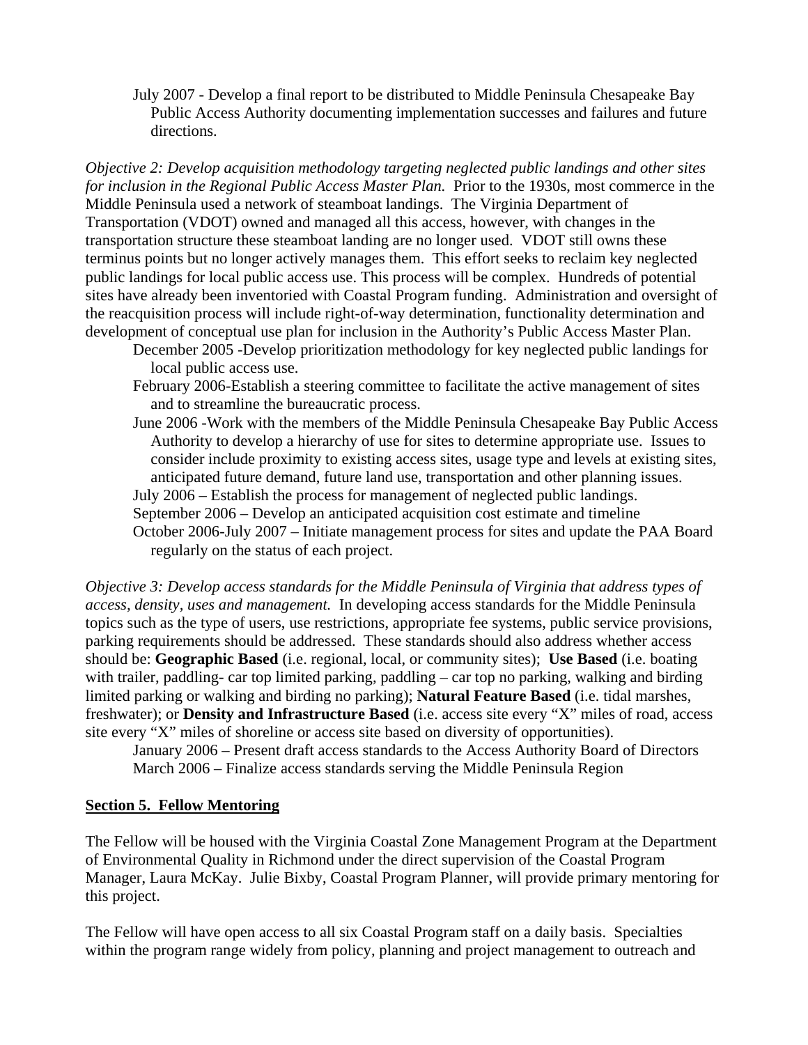July 2007 - Develop a final report to be distributed to Middle Peninsula Chesapeake Bay Public Access Authority documenting implementation successes and failures and future directions.

*Objective 2: Develop acquisition methodology targeting neglected public landings and other sites for inclusion in the Regional Public Access Master Plan.* Prior to the 1930s, most commerce in the Middle Peninsula used a network of steamboat landings. The Virginia Department of Transportation (VDOT) owned and managed all this access, however, with changes in the transportation structure these steamboat landing are no longer used. VDOT still owns these terminus points but no longer actively manages them. This effort seeks to reclaim key neglected public landings for local public access use. This process will be complex. Hundreds of potential sites have already been inventoried with Coastal Program funding. Administration and oversight of the reacquisition process will include right-of-way determination, functionality determination and development of conceptual use plan for inclusion in the Authority's Public Access Master Plan.

December 2005 -Develop prioritization methodology for key neglected public landings for local public access use.

February 2006-Establish a steering committee to facilitate the active management of sites and to streamline the bureaucratic process.

June 2006 -Work with the members of the Middle Peninsula Chesapeake Bay Public Access Authority to develop a hierarchy of use for sites to determine appropriate use. Issues to consider include proximity to existing access sites, usage type and levels at existing sites, anticipated future demand, future land use, transportation and other planning issues.

July 2006 – Establish the process for management of neglected public landings.

September 2006 – Develop an anticipated acquisition cost estimate and timeline

October 2006-July 2007 – Initiate management process for sites and update the PAA Board regularly on the status of each project.

*Objective 3: Develop access standards for the Middle Peninsula of Virginia that address types of access, density, uses and management.* In developing access standards for the Middle Peninsula topics such as the type of users, use restrictions, appropriate fee systems, public service provisions, parking requirements should be addressed. These standards should also address whether access should be: **Geographic Based** (i.e. regional, local, or community sites); **Use Based** (i.e. boating with trailer, paddling- car top limited parking, paddling – car top no parking, walking and birding limited parking or walking and birding no parking); **Natural Feature Based** (i.e. tidal marshes, freshwater); or **Density and Infrastructure Based** (i.e. access site every "X" miles of road, access site every "X" miles of shoreline or access site based on diversity of opportunities).

January 2006 – Present draft access standards to the Access Authority Board of Directors

March 2006 – Finalize access standards serving the Middle Peninsula Region

## Section 5. Fellow Mentoring

The Fellow will be housed with the Virginia Coastal Zone Management Program at the Department of Environmental Quality in Richmond under the direct supervision of the Coastal Program Manager, Laura McKay. Julie Bixby, Coastal Program Planner, will provide primary mentoring for this project.

The Fellow will have open access to all six Coastal Program staff on a daily basis. Specialties within the program range widely from policy, planning and project management to outreach and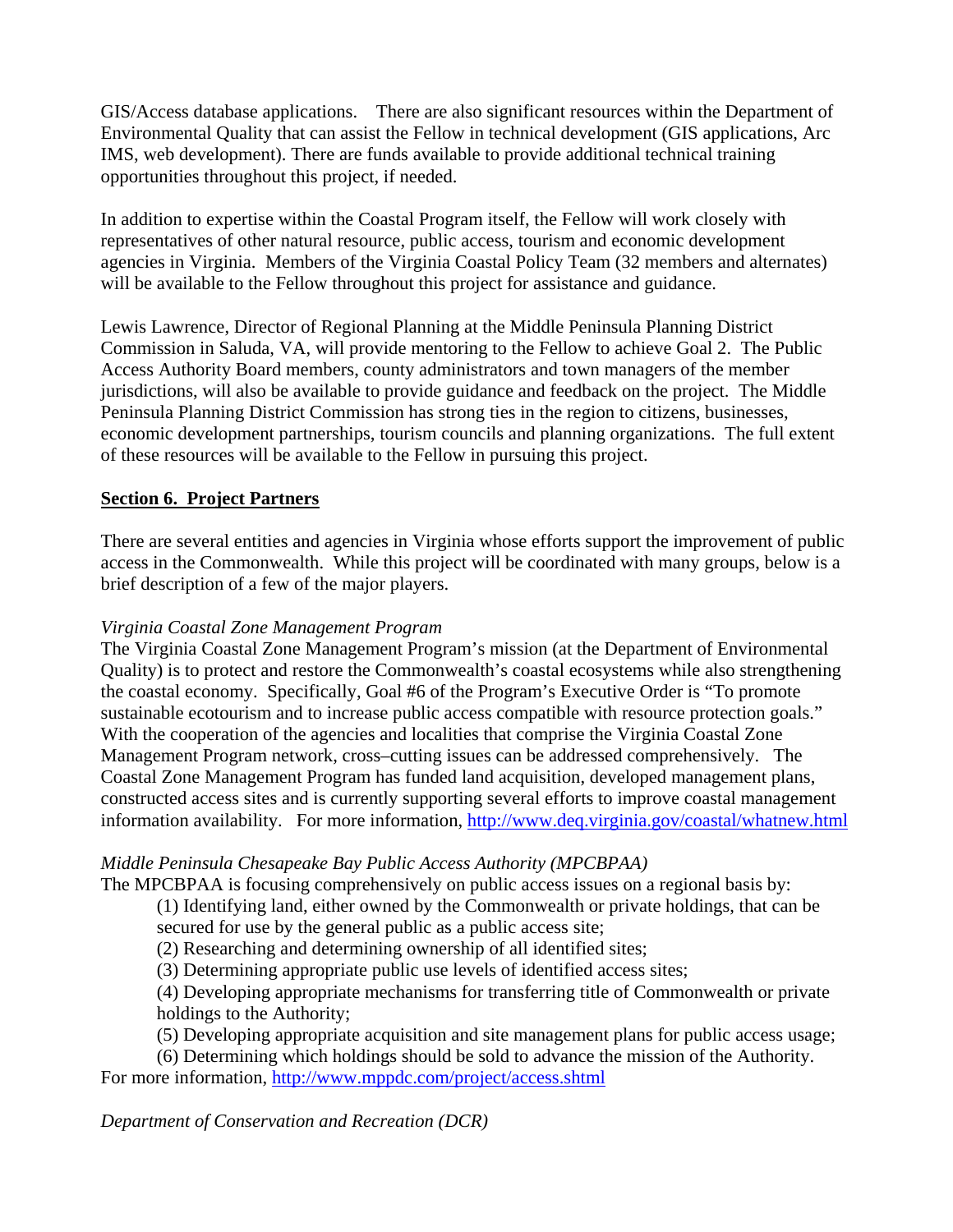GIS/Access database applications.   There are also significant resources within the Department of Environmental Quality that can assist the Fellow in technical development (GIS applications, Arc IMS, web development). There are funds available to provide additional technical training opportunities throughout this project, if needed.

In addition to expertise within the Coastal Program itself, the Fellow will work closely with representatives of other natural resource, public access, tourism and economic development agencies in Virginia.  Members of the Virginia Coastal Policy Team (32 members and alternates) will be available to the Fellow throughout this project for assistance and guidance.

Lewis Lawrence, Director of Regional Planning at the Middle Peninsula Planning District Commission in Saluda, VA, will provide mentoring to the Fellow to achieve Goal 2.  The Public Access Authority Board members, county administrators and town managers of the member jurisdictions, will also be available to provide guidance and feedback on the project.  The Middle Peninsula Planning District Commission has strong ties in the region to citizens, businesses, economic development partnerships, tourism councils and planning organizations.  The full extent of these resources will be available to the Fellow in pursuing this project.

**Section 6.  Project Partners**

There are several entities and agencies in Virginia whose efforts support the improvement of public access in the Commonwealth.  While this project will be coordinated with many groups, below is a brief description of a few of the major players.

*Virginia Coastal Zone Management Program*

The Virginia Coastal Zone Management Program's mission (at the Department of Environmental Quality) is to protect and restore the Commonwealth's coastal ecosystems while also strengthening the coastal economy.  Specifically, Goal #6 of the Program's Executive Order is "To promote sustainable ecotourism and to increase public access compatible with resource protection goals." With the cooperation of the agencies and localities that comprise the Virginia Coastal Zone Management Program network, cross–cutting issues can be addressed comprehensively.   The Coastal Zone Management Program has funded land acquisition, developed management plans, constructed access sites and is currently supporting several efforts to improve coastal management information availability.   For more information, http://www.deq.virginia.gov/coastal/whatnew.html

*Middle Peninsula Chesapeake Bay Public Access Authority (MPCBPAA)*

The MPCBPAA is focusing comprehensively on public access issues on a regional basis by:

(1) Identifying land, either owned by the Commonwealth or private holdings, that can be secured for use by the general public as a public access site;
(2) Researching and determining ownership of all identified sites;
(3) Determining appropriate public use levels of identified access sites;
(4) Developing appropriate mechanisms for transferring title of Commonwealth or private holdings to the Authority;
(5) Developing appropriate acquisition and site management plans for public access usage;
(6) Determining which holdings should be sold to advance the mission of the Authority.

For more information, http://www.mppdc.com/project/access.shtml

*Department of Conservation and Recreation (DCR)*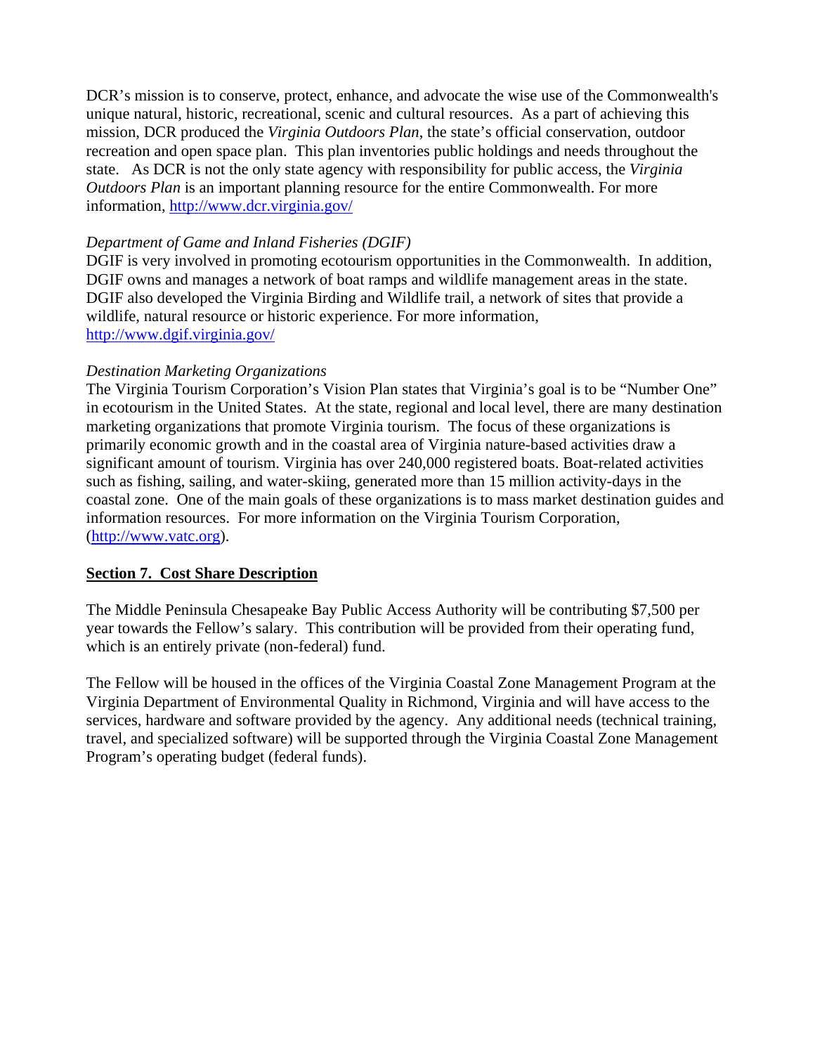DCR's mission is to conserve, protect, enhance, and advocate the wise use of the Commonwealth's unique natural, historic, recreational, scenic and cultural resources. As a part of achieving this mission, DCR produced the *Virginia Outdoors Plan*, the state's official conservation, outdoor recreation and open space plan. This plan inventories public holdings and needs throughout the state. As DCR is not the only state agency with responsibility for public access, the *Virginia Outdoors Plan* is an important planning resource for the entire Commonwealth. For more information, http://www.dcr.virginia.gov/

*Department of Game and Inland Fisheries (DGIF)*
DGIF is very involved in promoting ecotourism opportunities in the Commonwealth. In addition, DGIF owns and manages a network of boat ramps and wildlife management areas in the state. DGIF also developed the Virginia Birding and Wildlife trail, a network of sites that provide a wildlife, natural resource or historic experience. For more information, http://www.dgif.virginia.gov/

*Destination Marketing Organizations*
The Virginia Tourism Corporation's Vision Plan states that Virginia's goal is to be "Number One" in ecotourism in the United States. At the state, regional and local level, there are many destination marketing organizations that promote Virginia tourism. The focus of these organizations is primarily economic growth and in the coastal area of Virginia nature-based activities draw a significant amount of tourism. Virginia has over 240,000 registered boats. Boat-related activities such as fishing, sailing, and water-skiing, generated more than 15 million activity-days in the coastal zone. One of the main goals of these organizations is to mass market destination guides and information resources. For more information on the Virginia Tourism Corporation, (http://www.vatc.org).

## Section 7. Cost Share Description

The Middle Peninsula Chesapeake Bay Public Access Authority will be contributing $7,500 per year towards the Fellow's salary. This contribution will be provided from their operating fund, which is an entirely private (non-federal) fund.

The Fellow will be housed in the offices of the Virginia Coastal Zone Management Program at the Virginia Department of Environmental Quality in Richmond, Virginia and will have access to the services, hardware and software provided by the agency. Any additional needs (technical training, travel, and specialized software) will be supported through the Virginia Coastal Zone Management Program's operating budget (federal funds).